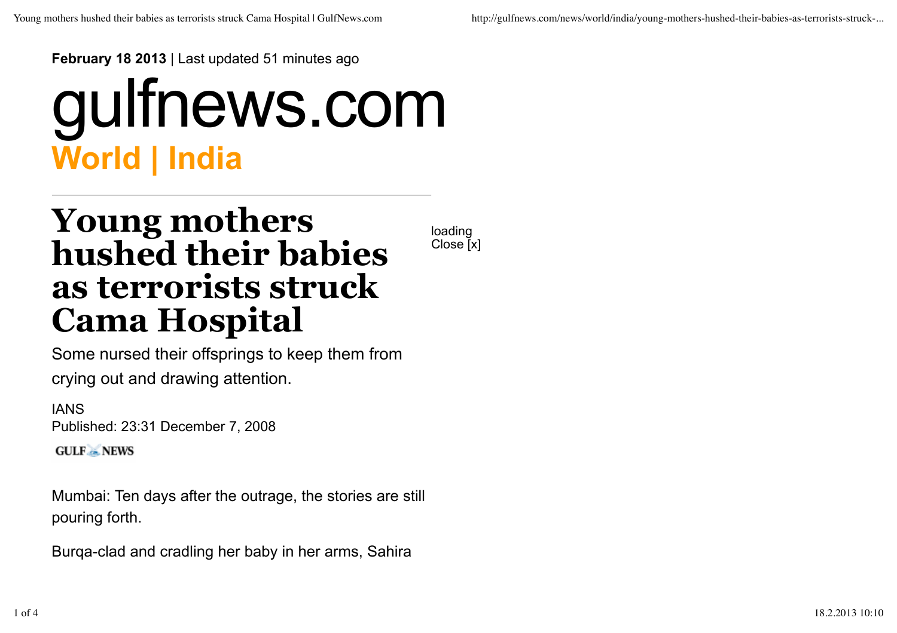**February 18 2013** | Last updated 51 minutes ago

gulfnews.com

**World | India**

# Young mothers hushed their babies as terrorists struck Cama Hospital

Some nursed their offsprings to keep them from crying out and drawing attention.

IANS
Published: 23:31 December 7, 2008

GULF NEWS

Mumbai: Ten days after the outrage, the stories are still pouring forth.

Burqa-clad and cradling her baby in her arms, Sahira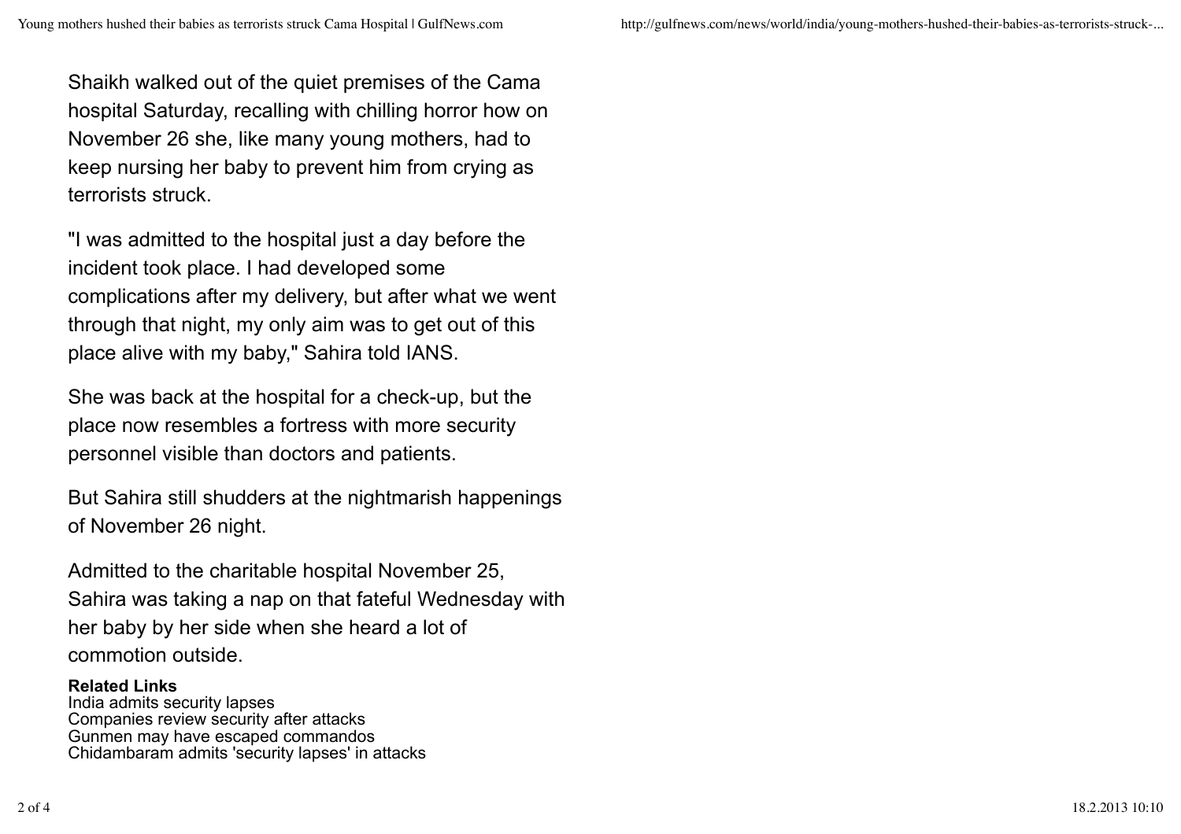Shaikh walked out of the quiet premises of the Cama hospital Saturday, recalling with chilling horror how on November 26 she, like many young mothers, had to keep nursing her baby to prevent him from crying as terrorists struck.

"I was admitted to the hospital just a day before the incident took place. I had developed some complications after my delivery, but after what we went through that night, my only aim was to get out of this place alive with my baby," Sahira told IANS.

She was back at the hospital for a check-up, but the place now resembles a fortress with more security personnel visible than doctors and patients.

But Sahira still shudders at the nightmarish happenings of November 26 night.

Admitted to the charitable hospital November 25, Sahira was taking a nap on that fateful Wednesday with her baby by her side when she heard a lot of commotion outside.

**Related Links**
India admits security lapses
Companies review security after attacks
Gunmen may have escaped commandos
Chidambaram admits 'security lapses' in attacks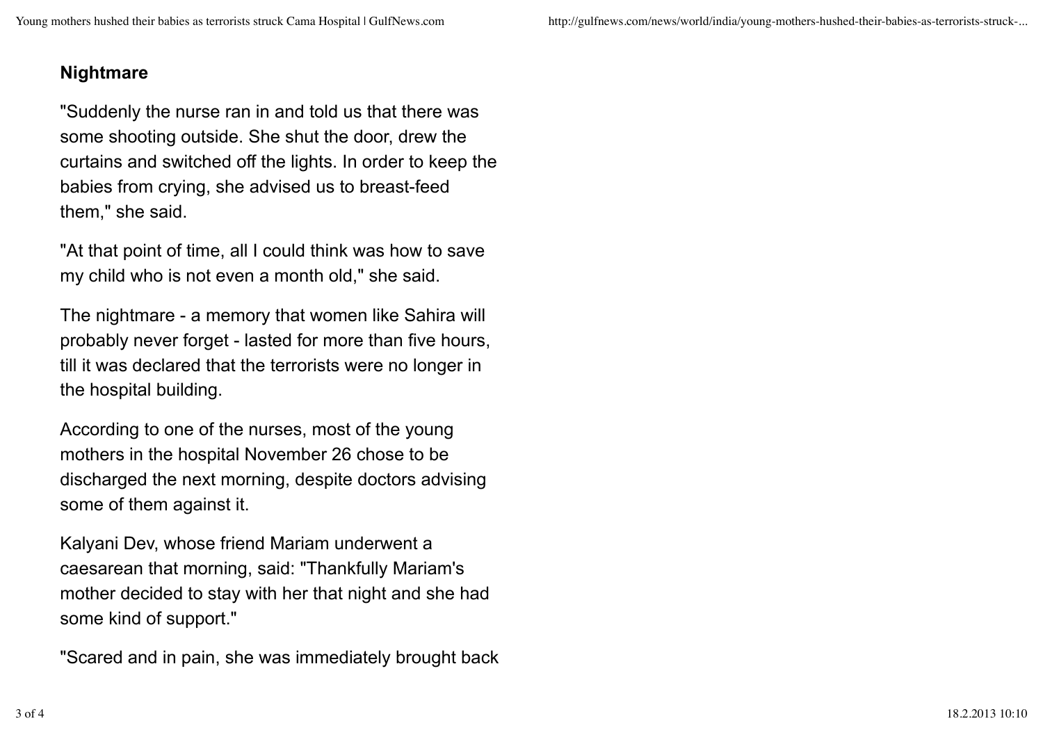## Nightmare

"Suddenly the nurse ran in and told us that there was some shooting outside. She shut the door, drew the curtains and switched off the lights. In order to keep the babies from crying, she advised us to breast-feed them," she said.

"At that point of time, all I could think was how to save my child who is not even a month old," she said.

The nightmare - a memory that women like Sahira will probably never forget - lasted for more than five hours, till it was declared that the terrorists were no longer in the hospital building.

According to one of the nurses, most of the young mothers in the hospital November 26 chose to be discharged the next morning, despite doctors advising some of them against it.

Kalyani Dev, whose friend Mariam underwent a caesarean that morning, said: "Thankfully Mariam's mother decided to stay with her that night and she had some kind of support."

"Scared and in pain, she was immediately brought back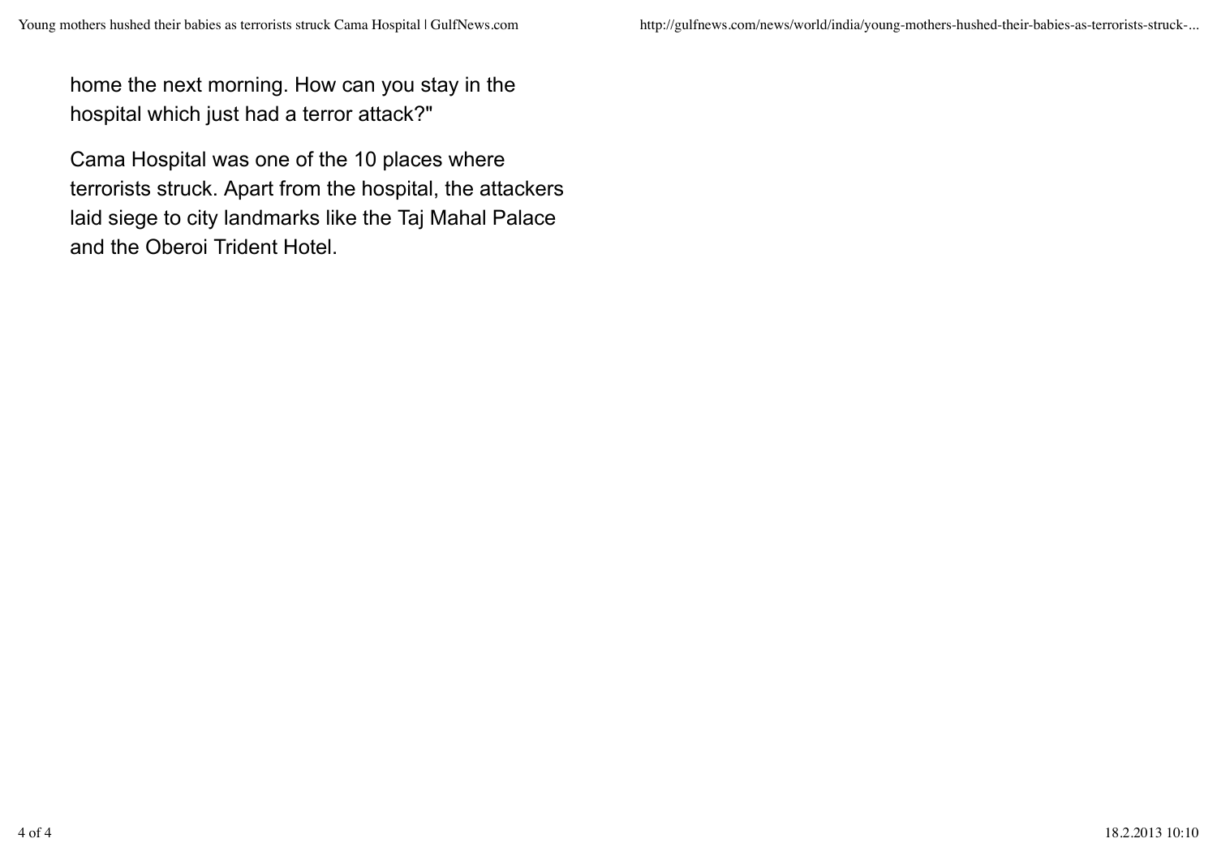home the next morning. How can you stay in the hospital which just had a terror attack?"

Cama Hospital was one of the 10 places where terrorists struck. Apart from the hospital, the attackers laid siege to city landmarks like the Taj Mahal Palace and the Oberoi Trident Hotel.